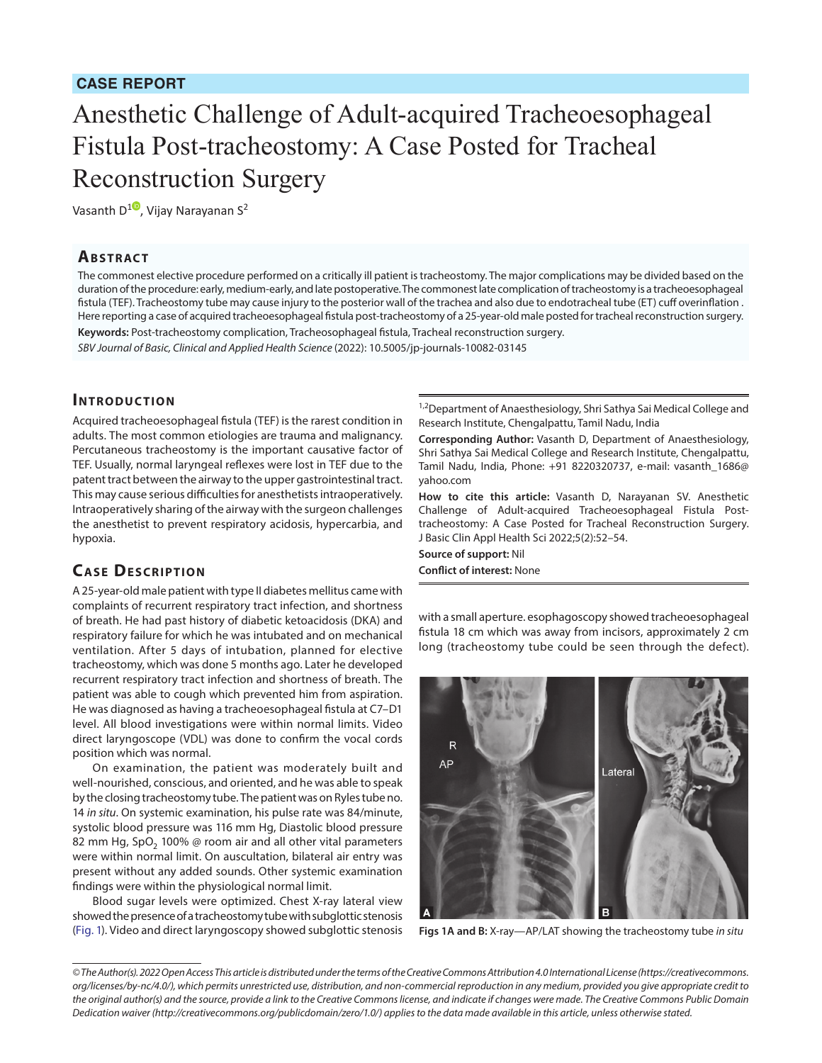**CASE REPORT**

# Anesthetic Challenge of Adult-acquired Tracheoesophageal Fistula Post-tracheostomy: A Case Posted for Tracheal Reconstruction Surgery

Vasanth D[1], Vijay Narayanan S[2]

## Abstract

The commonest elective procedure performed on a critically ill patient is tracheostomy. The major complications may be divided based on the duration of the procedure: early, medium-early, and late postoperative. The commonest late complication of tracheostomy is a tracheoesophageal fistula (TEF). Tracheostomy tube may cause injury to the posterior wall of the trachea and also due to endotracheal tube (ET) cuff overinflation . Here reporting a case of acquired tracheoesophageal fistula post-tracheostomy of a 25-year-old male posted for tracheal reconstruction surgery.

**Keywords:** Post-tracheostomy complication, Tracheosophageal fistula, Tracheal reconstruction surgery.

*SBV Journal of Basic, Clinical and Applied Health Science* (2022): 10.5005/jp-journals-10082-03145

## Introduction

Acquired tracheoesophageal fistula (TEF) is the rarest condition in adults. The most common etiologies are trauma and malignancy. Percutaneous tracheostomy is the important causative factor of TEF. Usually, normal laryngeal reflexes were lost in TEF due to the patent tract between the airway to the upper gastrointestinal tract. This may cause serious difficulties for anesthetists intraoperatively. Intraoperatively sharing of the airway with the surgeon challenges the anesthetist to prevent respiratory acidosis, hypercarbia, and hypoxia.

## Case Description

A 25-year-old male patient with type II diabetes mellitus came with complaints of recurrent respiratory tract infection, and shortness of breath. He had past history of diabetic ketoacidosis (DKA) and respiratory failure for which he was intubated and on mechanical ventilation. After 5 days of intubation, planned for elective tracheostomy, which was done 5 months ago. Later he developed recurrent respiratory tract infection and shortness of breath. The patient was able to cough which prevented him from aspiration. He was diagnosed as having a tracheoesophageal fistula at C7–D1 level. All blood investigations were within normal limits. Video direct laryngoscope (VDL) was done to confirm the vocal cords position which was normal.

On examination, the patient was moderately built and well-nourished, conscious, and oriented, and he was able to speak by the closing tracheostomy tube. The patient was on Ryles tube no. 14 *in situ*. On systemic examination, his pulse rate was 84/minute, systolic blood pressure was 116 mm Hg, Diastolic blood pressure 82 mm Hg, $SpO_2$ 100% @ room air and all other vital parameters were within normal limit. On auscultation, bilateral air entry was present without any added sounds. Other systemic examination findings were within the physiological normal limit.

Blood sugar levels were optimized. Chest X-ray lateral view showed the presence of a tracheostomy tube with subglottic stenosis (Fig. 1). Video and direct laryngoscopy showed subglottic stenosis with a small aperture. esophagoscopy showed tracheoesophageal fistula 18 cm which was away from incisors, approximately 2 cm long (tracheostomy tube could be seen through the defect).

**Figs 1A and B:** X-ray—AP/LAT showing the tracheostomy tube *in situ*

[1,2]Department of Anaesthesiology, Shri Sathya Sai Medical College and Research Institute, Chengalpattu, Tamil Nadu, India

**Corresponding Author:** Vasanth D, Department of Anaesthesiology, Shri Sathya Sai Medical College and Research Institute, Chengalpattu, Tamil Nadu, India, Phone: +91 8220320737, e-mail: vasanth_1686@yahoo.com

**How to cite this article:** Vasanth D, Narayanan SV. Anesthetic Challenge of Adult-acquired Tracheoesophageal Fistula Post-tracheostomy: A Case Posted for Tracheal Reconstruction Surgery. J Basic Clin Appl Health Sci 2022;5(2):52–54.

**Source of support:** Nil

**Conflict of interest:** None

*© The Author(s). 2022 Open Access This article is distributed under the terms of the Creative Commons Attribution 4.0 International License (https://creativecommons.org/licenses/by-nc/4.0/), which permits unrestricted use, distribution, and non-commercial reproduction in any medium, provided you give appropriate credit to the original author(s) and the source, provide a link to the Creative Commons license, and indicate if changes were made. The Creative Commons Public Domain Dedication waiver (http://creativecommons.org/publicdomain/zero/1.0/) applies to the data made available in this article, unless otherwise stated.*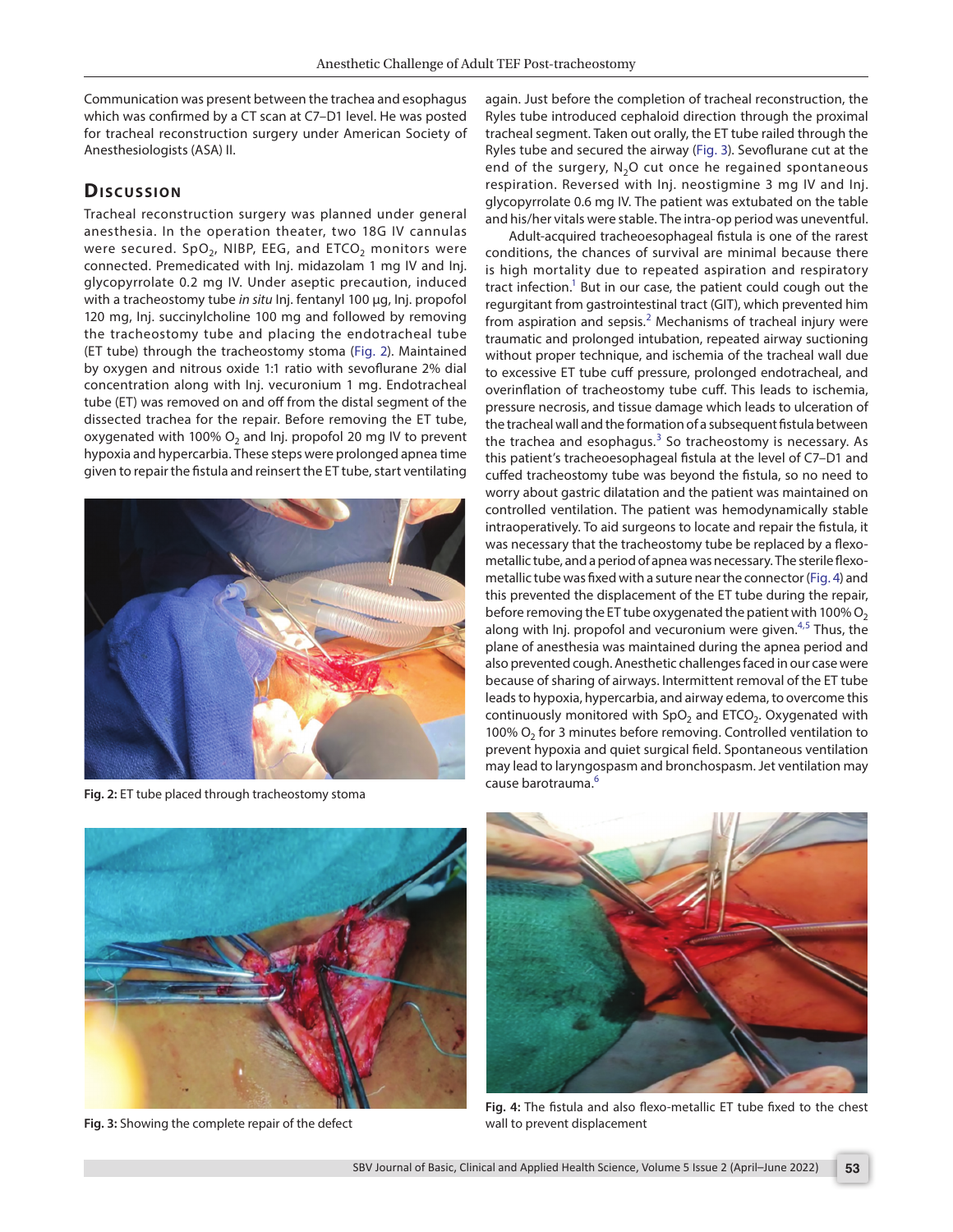Communication was present between the trachea and esophagus which was confirmed by a CT scan at C7–D1 level. He was posted for tracheal reconstruction surgery under American Society of Anesthesiologists (ASA) II.

## Discussion

Tracheal reconstruction surgery was planned under general anesthesia. In the operation theater, two 18G IV cannulas were secured. $SpO_2$, NIBP, EEG, and $ETCO_2$ monitors were connected. Premedicated with Inj. midazolam 1 mg IV and Inj. glycopyrrolate 0.2 mg IV. Under aseptic precaution, induced with a tracheostomy tube *in situ* Inj. fentanyl 100 µg, Inj. propofol 120 mg, Inj. succinylcholine 100 mg and followed by removing the tracheostomy tube and placing the endotracheal tube (ET tube) through the tracheostomy stoma (Fig. 2). Maintained by oxygen and nitrous oxide 1:1 ratio with sevoflurane 2% dial concentration along with Inj. vecuronium 1 mg. Endotracheal tube (ET) was removed on and off from the distal segment of the dissected trachea for the repair. Before removing the ET tube, oxygenated with 100% $O_2$ and Inj. propofol 20 mg IV to prevent hypoxia and hypercarbia. These steps were prolonged apnea time given to repair the fistula and reinsert the ET tube, start ventilating again. Just before the completion of tracheal reconstruction, the Ryles tube introduced cephaloid direction through the proximal tracheal segment. Taken out orally, the ET tube railed through the Ryles tube and secured the airway (Fig. 3). Sevoflurane cut at the end of the surgery, $N_2O$ cut once he regained spontaneous respiration. Reversed with Inj. neostigmine 3 mg IV and Inj. glycopyrrolate 0.6 mg IV. The patient was extubated on the table and his/her vitals were stable. The intra-op period was uneventful.

Fig. 2: ET tube placed through tracheostomy stoma

Adult-acquired tracheoesophageal fistula is one of the rarest conditions, the chances of survival are minimal because there is high mortality due to repeated aspiration and respiratory tract infection.[1] But in our case, the patient could cough out the regurgitant from gastrointestinal tract (GIT), which prevented him from aspiration and sepsis.[2] Mechanisms of tracheal injury were traumatic and prolonged intubation, repeated airway suctioning without proper technique, and ischemia of the tracheal wall due to excessive ET tube cuff pressure, prolonged endotracheal, and overinflation of tracheostomy tube cuff. This leads to ischemia, pressure necrosis, and tissue damage which leads to ulceration of the tracheal wall and the formation of a subsequent fistula between the trachea and esophagus.[3] So tracheostomy is necessary. As this patient's tracheoesophageal fistula at the level of C7–D1 and cuffed tracheostomy tube was beyond the fistula, so no need to worry about gastric dilatation and the patient was maintained on controlled ventilation. The patient was hemodynamically stable intraoperatively. To aid surgeons to locate and repair the fistula, it was necessary that the tracheostomy tube be replaced by a flexo-metallic tube, and a period of apnea was necessary. The sterile flexo-metallic tube was fixed with a suture near the connector (Fig. 4) and this prevented the displacement of the ET tube during the repair, before removing the ET tube oxygenated the patient with 100% $O_2$ along with Inj. propofol and vecuronium were given.[4,5] Thus, the plane of anesthesia was maintained during the apnea period and also prevented cough. Anesthetic challenges faced in our case were because of sharing of airways. Intermittent removal of the ET tube leads to hypoxia, hypercarbia, and airway edema, to overcome this continuously monitored with $SpO_2$ and $ETCO_2$. Oxygenated with 100% $O_2$ for 3 minutes before removing. Controlled ventilation to prevent hypoxia and quiet surgical field. Spontaneous ventilation may lead to laryngospasm and bronchospasm. Jet ventilation may cause barotrauma.[6]

Fig. 3: Showing the complete repair of the defect

Fig. 4: The fistula and also flexo-metallic ET tube fixed to the chest wall to prevent displacement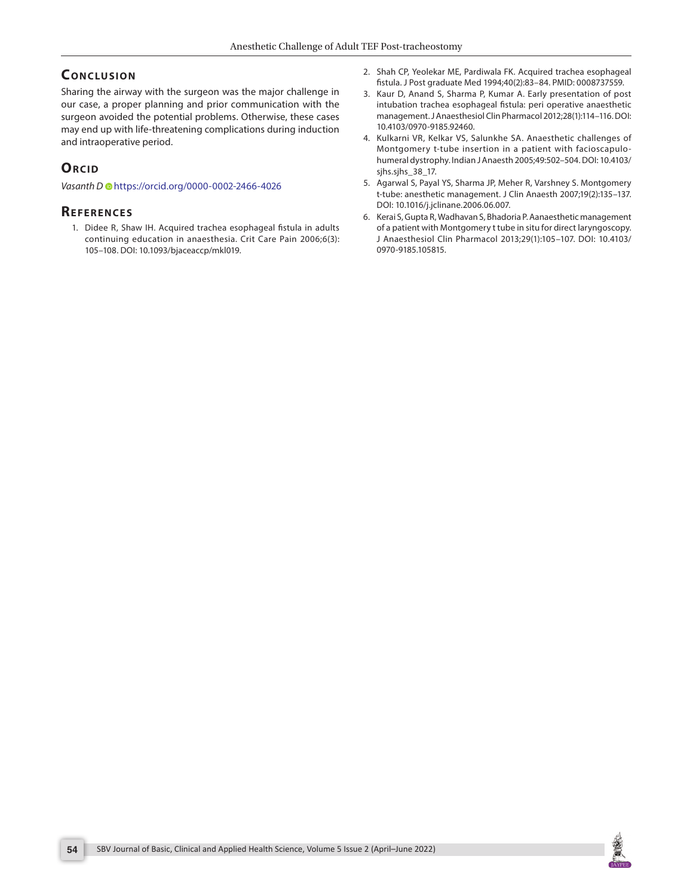## Conclusion

Sharing the airway with the surgeon was the major challenge in our case, a proper planning and prior communication with the surgeon avoided the potential problems. Otherwise, these cases may end up with life-threatening complications during induction and intraoperative period.

## Orcid

*Vasanth D* https://orcid.org/0000-0002-2466-4026

## References

1. Didee R, Shaw IH. Acquired trachea esophageal fistula in adults continuing education in anaesthesia. Crit Care Pain 2006;6(3):105–108. DOI: 10.1093/bjaceaccp/mkl019.
2. Shah CP, Yeolekar ME, Pardiwala FK. Acquired trachea esophageal fistula. J Post graduate Med 1994;40(2):83–84. PMID: 0008737559.
3. Kaur D, Anand S, Sharma P, Kumar A. Early presentation of post intubation trachea esophageal fistula: peri operative anaesthetic management. J Anaesthesiol Clin Pharmacol 2012;28(1):114–116. DOI: 10.4103/0970-9185.92460.
4. Kulkarni VR, Kelkar VS, Salunkhe SA. Anaesthetic challenges of Montgomery t-tube insertion in a patient with facioscapulo-humeral dystrophy. Indian J Anaesth 2005;49:502–504. DOI: 10.4103/sjhs.sjhs_38_17.
5. Agarwal S, Payal YS, Sharma JP, Meher R, Varshney S. Montgomery t-tube: anesthetic management. J Clin Anaesth 2007;19(2):135–137. DOI: 10.1016/j.jclinane.2006.06.007.
6. Kerai S, Gupta R, Wadhavan S, Bhadoria P. Aanaesthetic management of a patient with Montgomery t tube in situ for direct laryngoscopy. J Anaesthesiol Clin Pharmacol 2013;29(1):105–107. DOI: 10.4103/0970-9185.105815.